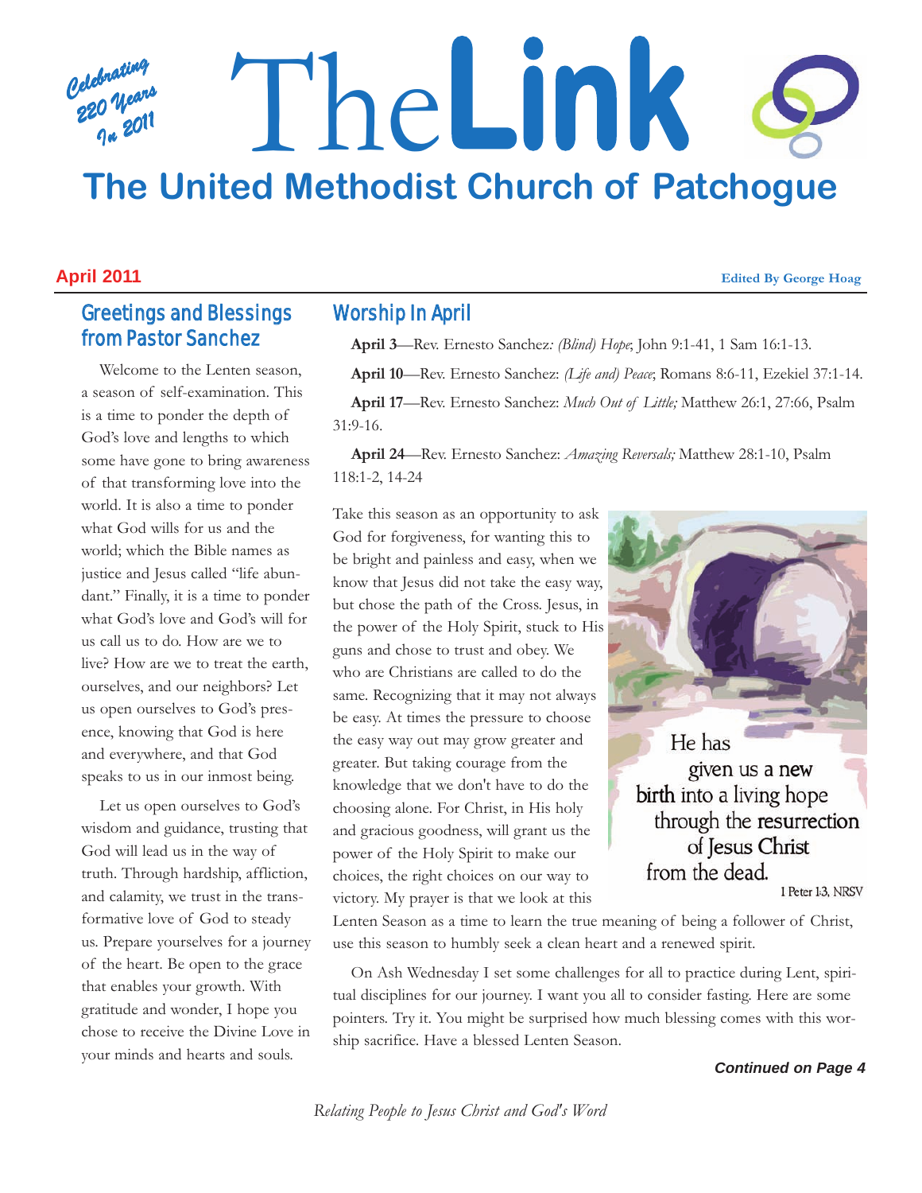Celebrating 220 Years In 2011

# The Link

## The United Methodist Church of Patchogue

**April 2011**

**Edited By George Hoag**

### Greetings and Blessings from Pastor Sanchez

Welcome to the Lenten season, a season of self-examination. This is a time to ponder the depth of God's love and lengths to which some have gone to bring awareness of that transforming love into the world. It is also a time to ponder what God wills for us and the world; which the Bible names as justice and Jesus called "life abundant." Finally, it is a time to ponder what God's love and God's will for us call us to do. How are we to live? How are we to treat the earth, ourselves, and our neighbors? Let us open ourselves to God's presence, knowing that God is here and everywhere, and that God speaks to us in our inmost being.

Let us open ourselves to God's wisdom and guidance, trusting that God will lead us in the way of truth. Through hardship, affliction, and calamity, we trust in the transformative love of God to steady us. Prepare yourselves for a journey of the heart. Be open to the grace that enables your growth. With gratitude and wonder, I hope you chose to receive the Divine Love in your minds and hearts and souls.

### Worship In April

**April 3**—Rev. Ernesto Sanchez: *(Blind) Hope*; John 9:1-41, 1 Sam 16:1-13.

**April 10**—Rev. Ernesto Sanchez: *(Life and) Peace*; Romans 8:6-11, Ezekiel 37:1-14.

**April 17**—Rev. Ernesto Sanchez: *Much Out of Little;* Matthew 26:1, 27:66, Psalm 31:9-16.

**April 24**—Rev. Ernesto Sanchez: *Amazing Reversals;* Matthew 28:1-10, Psalm 118:1-2, 14-24

Take this season as an opportunity to ask God for forgiveness, for wanting this to be bright and painless and easy, when we know that Jesus did not take the easy way, but chose the path of the Cross. Jesus, in the power of the Holy Spirit, stuck to His guns and chose to trust and obey. We who are Christians are called to do the same. Recognizing that it may not always be easy. At times the pressure to choose the easy way out may grow greater and greater. But taking courage from the knowledge that we don't have to do the choosing alone. For Christ, in His holy and gracious goodness, will grant us the power of the Holy Spirit to make our choices, the right choices on our way to victory. My prayer is that we look at this Lenten Season as a time to learn the true meaning of being a follower of Christ, use this season to humbly seek a clean heart and a renewed spirit.

He has given us a new birth into a living hope through the resurrection of Jesus Christ from the dead.
1 Peter 1:3, NRSV

On Ash Wednesday I set some challenges for all to practice during Lent, spiritual disciplines for our journey. I want you all to consider fasting. Here are some pointers. Try it. You might be surprised how much blessing comes with this worship sacrifice. Have a blessed Lenten Season.

***Continued on Page 4***

*Relating People to Jesus Christ and God's Word*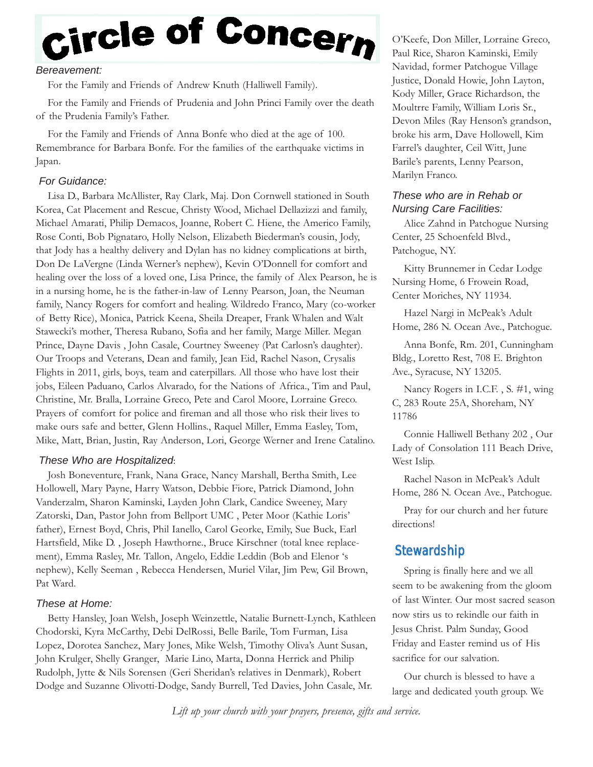# Circle of Concern

*Bereavement:*

For the Family and Friends of Andrew Knuth (Halliwell Family).

For the Family and Friends of Prudenia and John Princi Family over the death of the Prudenia Family's Father.

For the Family and Friends of Anna Bonfe who died at the age of 100. Remembrance for Barbara Bonfe. For the families of the earthquake victims in Japan.

*For Guidance:*

Lisa D., Barbara McAllister, Ray Clark, Maj. Don Cornwell stationed in South Korea, Cat Placement and Rescue, Christy Wood, Michael Dellazizzi and family, Michael Amarati, Philip Demacos, Joanne, Robert C. Hiene, the Americo Family, Rose Conti, Bob Pignataro, Holly Nelson, Elizabeth Biederman's cousin, Jody, that Jody has a healthy delivery and Dylan has no kidney complications at birth, Don De LaVergne (Linda Werner's nephew), Kevin O'Donnell for comfort and healing over the loss of a loved one, Lisa Prince, the family of Alex Pearson, he is in a nursing home, he is the father-in-law of Lenny Pearson, Joan, the Neuman family, Nancy Rogers for comfort and healing. Wildredo Franco, Mary (co-worker of Betty Rice), Monica, Patrick Keena, Sheila Dreaper, Frank Whalen and Walt Stawecki's mother, Theresa Rubano, Sofia and her family, Marge Miller. Megan Prince, Dayne Davis , John Casale, Courtney Sweeney (Pat Carlosn's daughter). Our Troops and Veterans, Dean and family, Jean Eid, Rachel Nason, Crysalis Flights in 2011, girls, boys, team and caterpillars. All those who have lost their jobs, Eileen Paduano, Carlos Alvarado, for the Nations of Africa., Tim and Paul, Christine, Mr. Bralla, Lorraine Greco, Pete and Carol Moore, Lorraine Greco. Prayers of comfort for police and fireman and all those who risk their lives to make ours safe and better, Glenn Hollins., Raquel Miller, Emma Easley, Tom, Mike, Matt, Brian, Justin, Ray Anderson, Lori, George Werner and Irene Catalino.

*These Who are Hospitalized*:

Josh Boneventure, Frank, Nana Grace, Nancy Marshall, Bertha Smith, Lee Hollowell, Mary Payne, Harry Watson, Debbie Fiore, Patrick Diamond, John Vanderzalm, Sharon Kaminski, Layden John Clark, Candice Sweeney, Mary Zatorski, Dan, Pastor John from Bellport UMC , Peter Moor (Kathie Loris' father), Ernest Boyd, Chris, Phil Ianello, Carol Georke, Emily, Sue Buck, Earl Hartsfield, Mike D. , Joseph Hawthorne., Bruce Kirschner (total knee replacement), Emma Rasley, Mr. Tallon, Angelo, Eddie Leddin (Bob and Elenor 's nephew), Kelly Seeman , Rebecca Hendersen, Muriel Vilar, Jim Pew, Gil Brown, Pat Ward.

*These at Home:*

Betty Hansley, Joan Welsh, Joseph Weinzettle, Natalie Burnett-Lynch, Kathleen Chodorski, Kyra McCarthy, Debi DelRossi, Belle Barile, Tom Furman, Lisa Lopez, Dorotea Sanchez, Mary Jones, Mike Welsh, Timothy Oliva's Aunt Susan, John Krulger, Shelly Granger, Marie Lino, Marta, Donna Herrick and Philip Rudolph, Jytte & Nils Sorensen (Geri Sheridan's relatives in Denmark), Robert Dodge and Suzanne Olivotti-Dodge, Sandy Burrell, Ted Davies, John Casale, Mr. O'Keefe, Don Miller, Lorraine Greco, Paul Rice, Sharon Kaminski, Emily Navidad, former Patchogue Village Justice, Donald Howie, John Layton, Kody Miller, Grace Richardson, the Moultrre Family, William Loris Sr., Devon Miles (Ray Henson's grandson, broke his arm, Dave Hollowell, Kim Farrel's daughter, Ceil Witt, June Barile's parents, Lenny Pearson, Marilyn Franco.

*These who are in Rehab or Nursing Care Facilities:*

Alice Zahnd in Patchogue Nursing Center, 25 Schoenfeld Blvd., Patchogue, NY.

Kitty Brunnemer in Cedar Lodge Nursing Home, 6 Frowein Road, Center Moriches, NY 11934.

Hazel Nargi in McPeak's Adult Home, 286 N. Ocean Ave., Patchogue.

Anna Bonfe, Rm. 201, Cunningham Bldg., Loretto Rest, 708 E. Brighton Ave., Syracuse, NY 13205.

Nancy Rogers in I.C.F. , S. #1, wing C, 283 Route 25A, Shoreham, NY 11786

Connie Halliwell Bethany 202 , Our Lady of Consolation 111 Beach Drive, West Islip.

Rachel Nason in McPeak's Adult Home, 286 N. Ocean Ave., Patchogue.

Pray for our church and her future directions!

## Stewardship

Spring is finally here and we all seem to be awakening from the gloom of last Winter. Our most sacred season now stirs us to rekindle our faith in Jesus Christ. Palm Sunday, Good Friday and Easter remind us of His sacrifice for our salvation.

Our church is blessed to have a large and dedicated youth group. We

*Lift up your church with your prayers, presence, gifts and service.*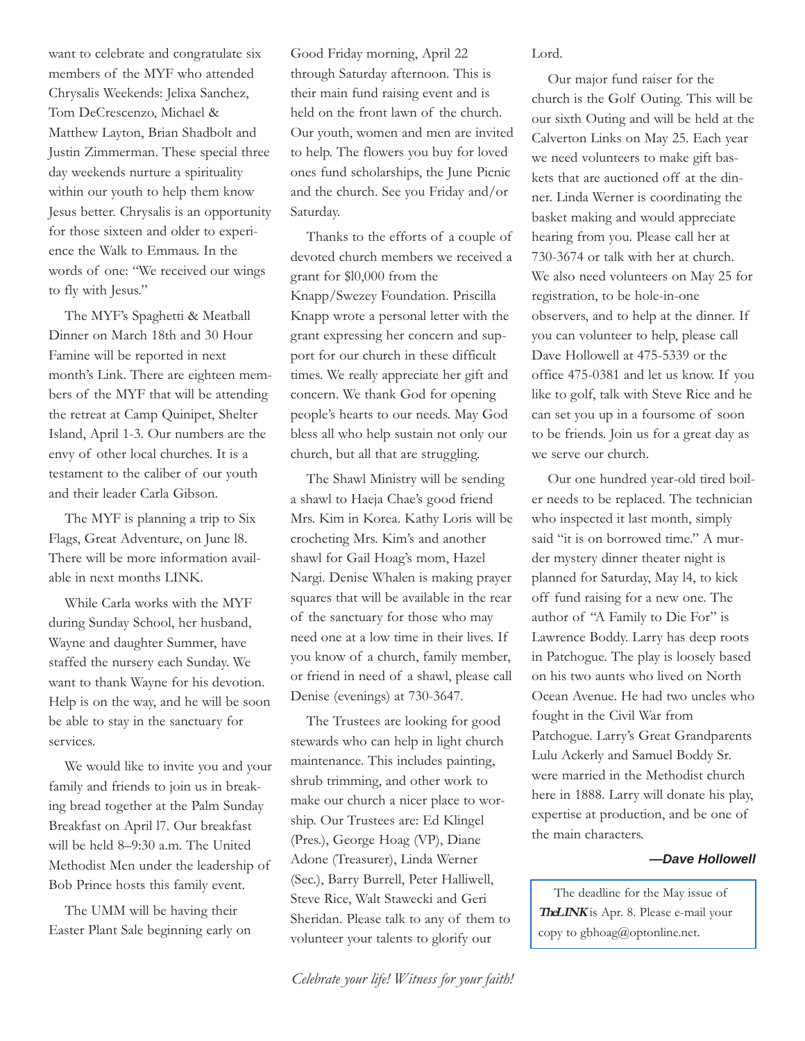want to celebrate and congratulate six members of the MYF who attended Chrysalis Weekends: Jelixa Sanchez, Tom DeCrescenzo, Michael & Matthew Layton, Brian Shadbolt and Justin Zimmerman. These special three day weekends nurture a spirituality within our youth to help them know Jesus better. Chrysalis is an opportunity for those sixteen and older to experience the Walk to Emmaus. In the words of one: "We received our wings to fly with Jesus."

The MYF's Spaghetti & Meatball Dinner on March 18th and 30 Hour Famine will be reported in next month's Link. There are eighteen members of the MYF that will be attending the retreat at Camp Quinipet, Shelter Island, April 1-3. Our numbers are the envy of other local churches. It is a testament to the caliber of our youth and their leader Carla Gibson.

The MYF is planning a trip to Six Flags, Great Adventure, on June l8. There will be more information available in next months LINK.

While Carla works with the MYF during Sunday School, her husband, Wayne and daughter Summer, have staffed the nursery each Sunday. We want to thank Wayne for his devotion. Help is on the way, and he will be soon be able to stay in the sanctuary for services.

We would like to invite you and your family and friends to join us in breaking bread together at the Palm Sunday Breakfast on April l7. Our breakfast will be held 8–9:30 a.m. The United Methodist Men under the leadership of Bob Prince hosts this family event.

The UMM will be having their Easter Plant Sale beginning early on Good Friday morning, April 22 through Saturday afternoon. This is their main fund raising event and is held on the front lawn of the church. Our youth, women and men are invited to help. The flowers you buy for loved ones fund scholarships, the June Picnic and the church. See you Friday and/or Saturday.

Thanks to the efforts of a couple of devoted church members we received a grant for $l0,000 from the Knapp/Swezey Foundation. Priscilla Knapp wrote a personal letter with the grant expressing her concern and support for our church in these difficult times. We really appreciate her gift and concern. We thank God for opening people's hearts to our needs. May God bless all who help sustain not only our church, but all that are struggling.

The Shawl Ministry will be sending a shawl to Haeja Chae's good friend Mrs. Kim in Korea. Kathy Loris will be crocheting Mrs. Kim's and another shawl for Gail Hoag's mom, Hazel Nargi. Denise Whalen is making prayer squares that will be available in the rear of the sanctuary for those who may need one at a low time in their lives. If you know of a church, family member, or friend in need of a shawl, please call Denise (evenings) at 730-3647.

The Trustees are looking for good stewards who can help in light church maintenance. This includes painting, shrub trimming, and other work to make our church a nicer place to worship. Our Trustees are: Ed Klingel (Pres.), George Hoag (VP), Diane Adone (Treasurer), Linda Werner (Sec.), Barry Burrell, Peter Halliwell, Steve Rice, Walt Stawecki and Geri Sheridan. Please talk to any of them to volunteer your talents to glorify our Lord.

Our major fund raiser for the church is the Golf Outing. This will be our sixth Outing and will be held at the Calverton Links on May 25. Each year we need volunteers to make gift baskets that are auctioned off at the dinner. Linda Werner is coordinating the basket making and would appreciate hearing from you. Please call her at 730-3674 or talk with her at church. We also need volunteers on May 25 for registration, to be hole-in-one observers, and to help at the dinner. If you can volunteer to help, please call Dave Hollowell at 475-5339 or the office 475-0381 and let us know. If you like to golf, talk with Steve Rice and he can set you up in a foursome of soon to be friends. Join us for a great day as we serve our church.

Our one hundred year-old tired boiler needs to be replaced. The technician who inspected it last month, simply said "it is on borrowed time." A murder mystery dinner theater night is planned for Saturday, May l4, to kick off fund raising for a new one. The author of "A Family to Die For" is Lawrence Boddy. Larry has deep roots in Patchogue. The play is loosely based on his two aunts who lived on North Ocean Avenue. He had two uncles who fought in the Civil War from Patchogue. Larry's Great Grandparents Lulu Ackerly and Samuel Boddy Sr. were married in the Methodist church here in 1888. Larry will donate his play, expertise at production, and be one of the main characters.

***—Dave Hollowell***

The deadline for the May issue of ***TheLINK*** is Apr. 8. Please e-mail your copy to gbhoag@optonline.net.

*Celebrate your life! Witness for your faith!*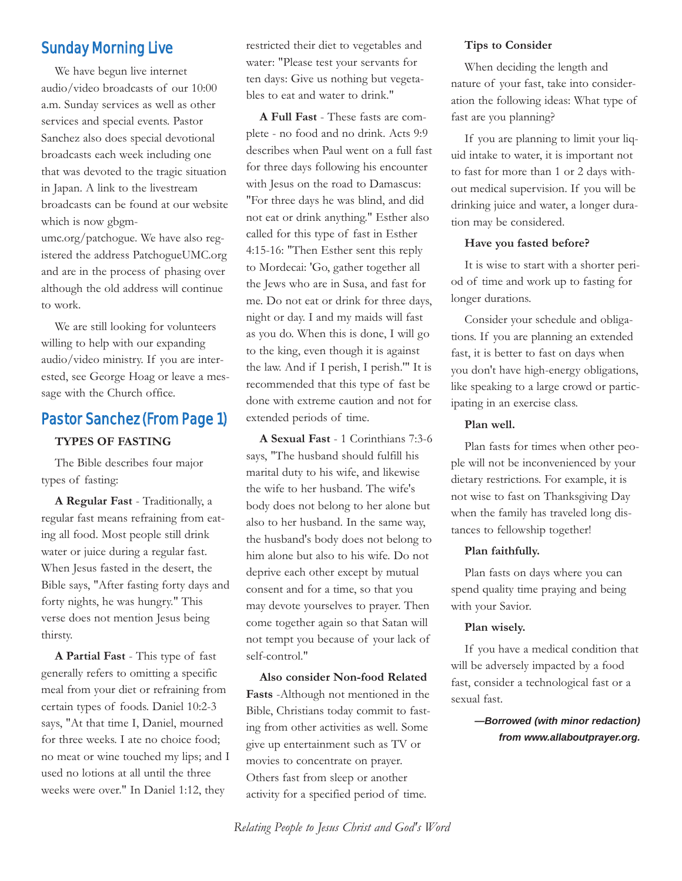## Sunday Morning Live

We have begun live internet audio/video broadcasts of our 10:00 a.m. Sunday services as well as other services and special events. Pastor Sanchez also does special devotional broadcasts each week including one that was devoted to the tragic situation in Japan. A link to the livestream broadcasts can be found at our website which is now gbgm-umc.org/patchogue. We have also registered the address PatchogueUMC.org and are in the process of phasing over although the old address will continue to work.

We are still looking for volunteers willing to help with our expanding audio/video ministry. If you are interested, see George Hoag or leave a message with the Church office.

## Pastor Sanchez (From Page 1)

### TYPES OF FASTING

The Bible describes four major types of fasting:

**A Regular Fast** - Traditionally, a regular fast means refraining from eating all food. Most people still drink water or juice during a regular fast. When Jesus fasted in the desert, the Bible says, "After fasting forty days and forty nights, he was hungry." This verse does not mention Jesus being thirsty.

**A Partial Fast** - This type of fast generally refers to omitting a specific meal from your diet or refraining from certain types of foods. Daniel 10:2-3 says, "At that time I, Daniel, mourned for three weeks. I ate no choice food; no meat or wine touched my lips; and I used no lotions at all until the three weeks were over." In Daniel 1:12, they restricted their diet to vegetables and water: "Please test your servants for ten days: Give us nothing but vegetables to eat and water to drink."

**A Full Fast** - These fasts are complete - no food and no drink. Acts 9:9 describes when Paul went on a full fast for three days following his encounter with Jesus on the road to Damascus: "For three days he was blind, and did not eat or drink anything." Esther also called for this type of fast in Esther 4:15-16: "Then Esther sent this reply to Mordecai: 'Go, gather together all the Jews who are in Susa, and fast for me. Do not eat or drink for three days, night or day. I and my maids will fast as you do. When this is done, I will go to the king, even though it is against the law. And if I perish, I perish.'" It is recommended that this type of fast be done with extreme caution and not for extended periods of time.

**A Sexual Fast** - 1 Corinthians 7:3-6 says, "The husband should fulfill his marital duty to his wife, and likewise the wife to her husband. The wife's body does not belong to her alone but also to her husband. In the same way, the husband's body does not belong to him alone but also to his wife. Do not deprive each other except by mutual consent and for a time, so that you may devote yourselves to prayer. Then come together again so that Satan will not tempt you because of your lack of self-control."

**Also consider Non-food Related Fasts** -Although not mentioned in the Bible, Christians today commit to fasting from other activities as well. Some give up entertainment such as TV or movies to concentrate on prayer. Others fast from sleep or another activity for a specified period of time.

**Tips to Consider**

When deciding the length and nature of your fast, take into consideration the following ideas: What type of fast are you planning?

If you are planning to limit your liquid intake to water, it is important not to fast for more than 1 or 2 days without medical supervision. If you will be drinking juice and water, a longer duration may be considered.

**Have you fasted before?**

It is wise to start with a shorter period of time and work up to fasting for longer durations.

Consider your schedule and obligations. If you are planning an extended fast, it is better to fast on days when you don't have high-energy obligations, like speaking to a large crowd or participating in an exercise class.

**Plan well.**

Plan fasts for times when other people will not be inconvenienced by your dietary restrictions. For example, it is not wise to fast on Thanksgiving Day when the family has traveled long distances to fellowship together!

**Plan faithfully.**

Plan fasts on days where you can spend quality time praying and being with your Savior.

**Plan wisely.**

If you have a medical condition that will be adversely impacted by a food fast, consider a technological fast or a sexual fast.

***—Borrowed (with minor redaction) from www.allaboutprayer.org.***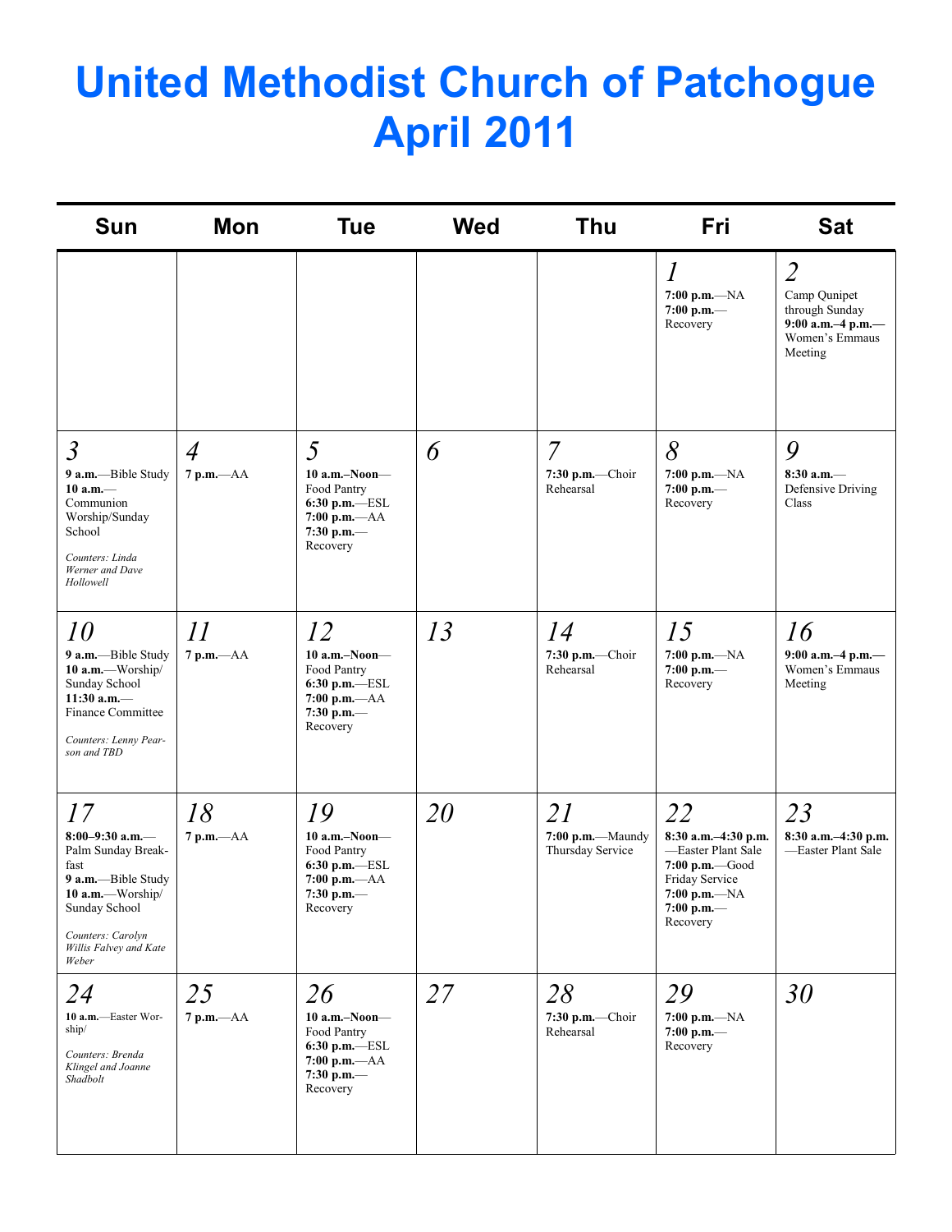# United Methodist Church of Patchogue April 2011

| Sun | Mon | Tue | Wed | Thu | Fri | Sat |
|---|---|---|---|---|---|---|
| | | | | | *1*<br>**7:00 p.m.**—NA<br>**7:00 p.m.**—Recovery | *2*<br>Camp Qunipet through Sunday<br>**9:00 a.m.–4 p.m.**—Women's Emmaus Meeting |
| *3*<br>**9 a.m.**—Bible Study<br>**10 a.m.**—Communion Worship/Sunday School<br>*Counters: Linda Werner and Dave Hollowell* | *4*<br>**7 p.m.**—AA | *5*<br>**10 a.m.–Noon**—Food Pantry<br>**6:30 p.m.**—ESL<br>**7:00 p.m.**—AA<br>**7:30 p.m.**—Recovery | *6* | *7*<br>**7:30 p.m.**—Choir Rehearsal | *8*<br>**7:00 p.m.**—NA<br>**7:00 p.m.**—Recovery | *9*<br>**8:30 a.m.**—Defensive Driving Class |
| *10*<br>**9 a.m.**—Bible Study<br>**10 a.m.**—Worship/Sunday School<br>**11:30 a.m.**—Finance Committee<br>*Counters: Lenny Pearson and TBD* | *11*<br>**7 p.m.**—AA | *12*<br>**10 a.m.–Noon**—Food Pantry<br>**6:30 p.m.**—ESL<br>**7:00 p.m.**—AA<br>**7:30 p.m.**—Recovery | *13* | *14*<br>**7:30 p.m.**—Choir Rehearsal | *15*<br>**7:00 p.m.**—NA<br>**7:00 p.m.**—Recovery | *16*<br>**9:00 a.m.–4 p.m.**—Women's Emmaus Meeting |
| *17*<br>**8:00–9:30 a.m.**—Palm Sunday Breakfast<br>**9 a.m.**—Bible Study<br>**10 a.m.**—Worship/Sunday School<br>*Counters: Carolyn Willis Falvey and Kate Weber* | *18*<br>**7 p.m.**—AA | *19*<br>**10 a.m.–Noon**—Food Pantry<br>**6:30 p.m.**—ESL<br>**7:00 p.m.**—AA<br>**7:30 p.m.**—Recovery | *20* | *21*<br>**7:00 p.m.**—Maundy Thursday Service | *22*<br>**8:30 a.m.–4:30 p.m.**—Easter Plant Sale<br>**7:00 p.m.**—Good Friday Service<br>**7:00 p.m.**—NA<br>**7:00 p.m.**—Recovery | *23*<br>**8:30 a.m.–4:30 p.m.**—Easter Plant Sale |
| *24*<br>**10 a.m.**—Easter Worship/<br>*Counters: Brenda Klingel and Joanne Shadbolt* | *25*<br>**7 p.m.**—AA | *26*<br>**10 a.m.–Noon**—Food Pantry<br>**6:30 p.m.**—ESL<br>**7:00 p.m.**—AA<br>**7:30 p.m.**—Recovery | *27* | *28*<br>**7:30 p.m.**—Choir Rehearsal | *29*<br>**7:00 p.m.**—NA<br>**7:00 p.m.**—Recovery | *30* |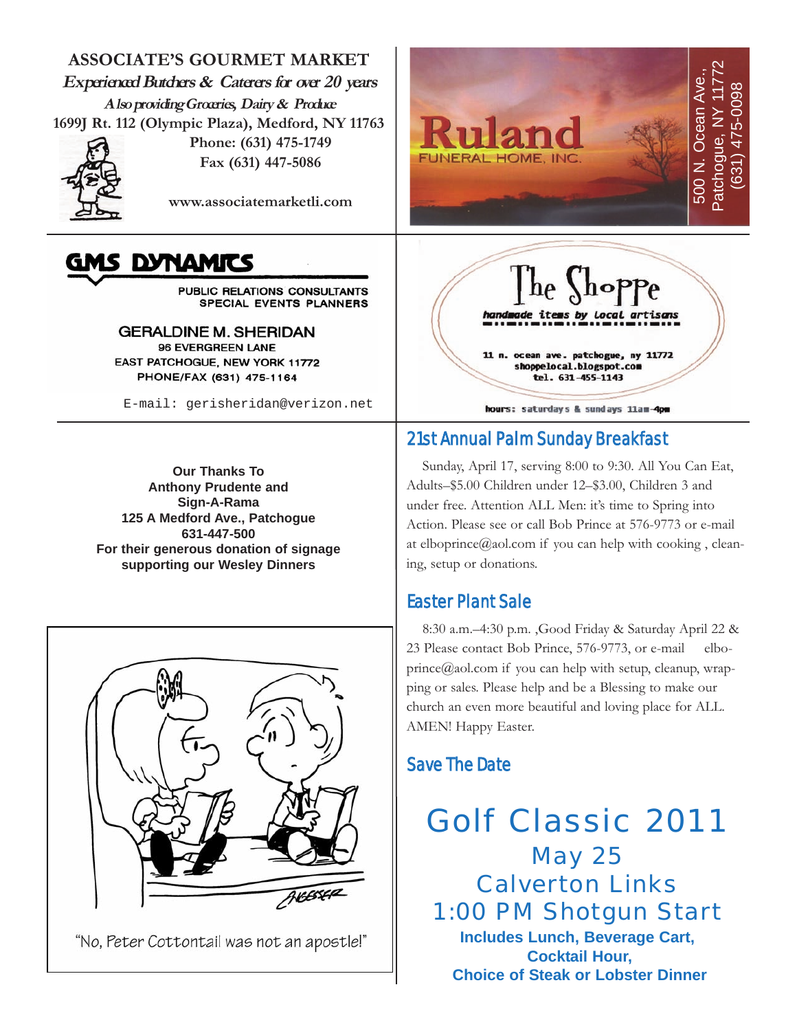**ASSOCIATE'S GOURMET MARKET**

*Experienced Butchers & Caterers for over 20 years*

*Also providing Groceries, Dairy & Produce*

1699J Rt. 112 (Olympic Plaza), Medford, NY 11763

Phone: (631) 475-1749

Fax (631) 447-5086

www.associatemarketli.com

**Ruland**

FUNERAL HOME, INC.

500 N. Ocean Ave., Patchogue, NY 11772 (631) 475-0098

**GMS DYNAMICS**

PUBLIC RELATIONS CONSULTANTS

SPECIAL EVENTS PLANNERS

GERALDINE M. SHERIDAN

96 EVERGREEN LANE

EAST PATCHOGUE, NEW YORK 11772

PHONE/FAX (631) 475-1164

E-mail: gerisheridan@verizon.net

**The Shoppe**

handmade items by local artisans

11 n. ocean ave. patchogue, ny 11772

shoppelocal.blogspot.com

tel. 631-455-1143

hours: saturdays & sundays 11am-4pm

**Our Thanks To**
**Anthony Prudente and**
**Sign-A-Rama**
**125 A Medford Ave., Patchogue**
**631-447-500**
**For their generous donation of signage supporting our Wesley Dinners**

"No, Peter Cottontail was not an apostle!"

## 21st Annual Palm Sunday Breakfast

Sunday, April 17, serving 8:00 to 9:30. All You Can Eat, Adults–$5.00 Children under 12–$3.00, Children 3 and under free. Attention ALL Men: it's time to Spring into Action. Please see or call Bob Prince at 576-9773 or e-mail at elboprince@aol.com if you can help with cooking , cleaning, setup or donations.

## Easter Plant Sale

8:30 a.m.–4:30 p.m. ,Good Friday & Saturday April 22 & 23 Please contact Bob Prince, 576-9773, or e-mail elboprince@aol.com if you can help with setup, cleanup, wrapping or sales. Please help and be a Blessing to make our church an even more beautiful and loving place for ALL. AMEN! Happy Easter.

## Save The Date

# Golf Classic 2011

May 25

Calverton Links

1:00 PM Shotgun Start

**Includes Lunch, Beverage Cart,**
**Cocktail Hour,**
**Choice of Steak or Lobster Dinner**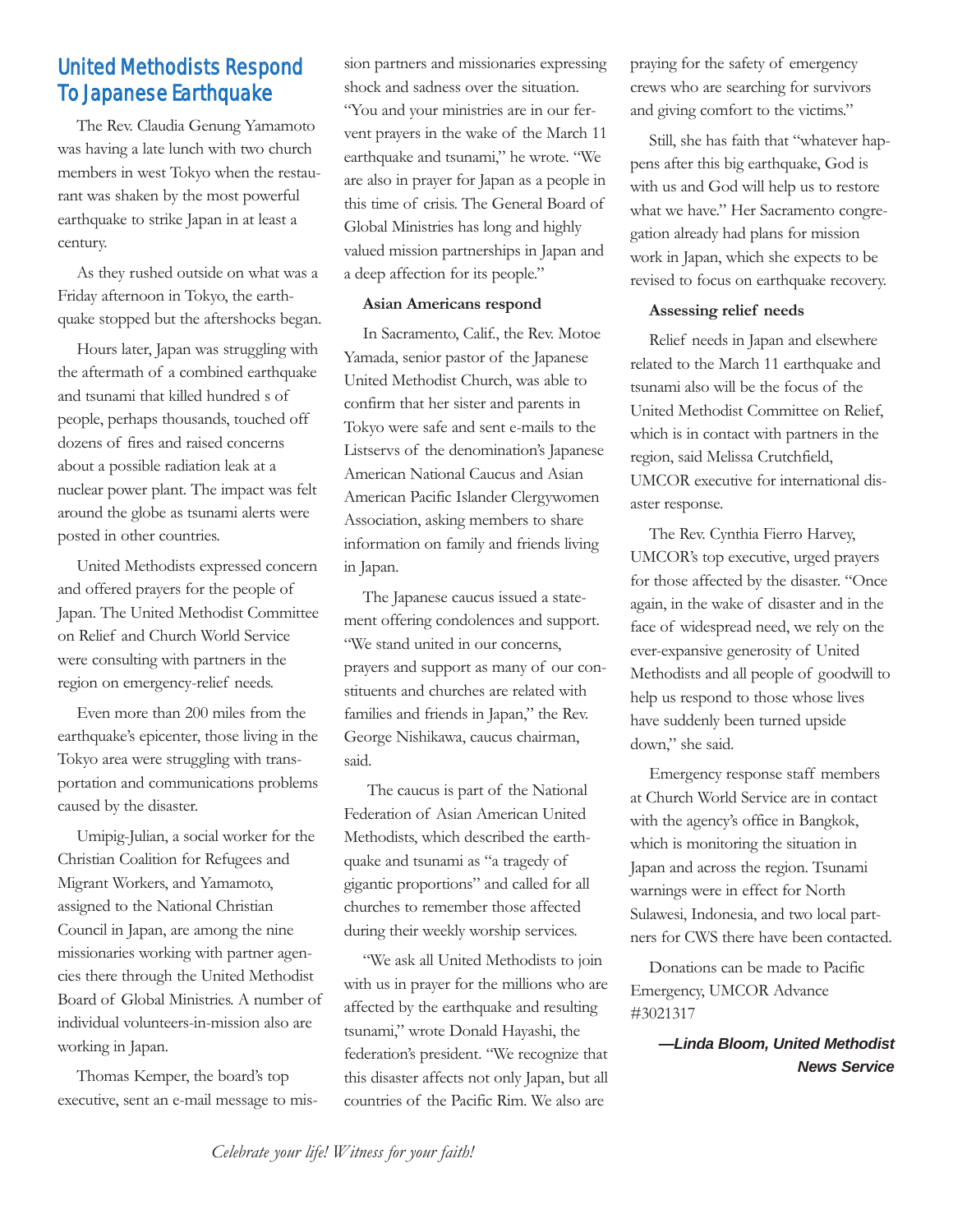# United Methodists Respond To Japanese Earthquake

The Rev. Claudia Genung Yamamoto was having a late lunch with two church members in west Tokyo when the restaurant was shaken by the most powerful earthquake to strike Japan in at least a century.

As they rushed outside on what was a Friday afternoon in Tokyo, the earthquake stopped but the aftershocks began.

Hours later, Japan was struggling with the aftermath of a combined earthquake and tsunami that killed hundred s of people, perhaps thousands, touched off dozens of fires and raised concerns about a possible radiation leak at a nuclear power plant. The impact was felt around the globe as tsunami alerts were posted in other countries.

United Methodists expressed concern and offered prayers for the people of Japan. The United Methodist Committee on Relief and Church World Service were consulting with partners in the region on emergency-relief needs.

Even more than 200 miles from the earthquake's epicenter, those living in the Tokyo area were struggling with transportation and communications problems caused by the disaster.

Umipig-Julian, a social worker for the Christian Coalition for Refugees and Migrant Workers, and Yamamoto, assigned to the National Christian Council in Japan, are among the nine missionaries working with partner agencies there through the United Methodist Board of Global Ministries. A number of individual volunteers-in-mission also are working in Japan.

Thomas Kemper, the board's top executive, sent an e-mail message to mission partners and missionaries expressing shock and sadness over the situation. "You and your ministries are in our fervent prayers in the wake of the March 11 earthquake and tsunami," he wrote. "We are also in prayer for Japan as a people in this time of crisis. The General Board of Global Ministries has long and highly valued mission partnerships in Japan and a deep affection for its people."

**Asian Americans respond**

In Sacramento, Calif., the Rev. Motoe Yamada, senior pastor of the Japanese United Methodist Church, was able to confirm that her sister and parents in Tokyo were safe and sent e-mails to the Listservs of the denomination's Japanese American National Caucus and Asian American Pacific Islander Clergywomen Association, asking members to share information on family and friends living in Japan.

The Japanese caucus issued a statement offering condolences and support. "We stand united in our concerns, prayers and support as many of our constituents and churches are related with families and friends in Japan," the Rev. George Nishikawa, caucus chairman, said.

The caucus is part of the National Federation of Asian American United Methodists, which described the earthquake and tsunami as "a tragedy of gigantic proportions" and called for all churches to remember those affected during their weekly worship services.

"We ask all United Methodists to join with us in prayer for the millions who are affected by the earthquake and resulting tsunami," wrote Donald Hayashi, the federation's president. "We recognize that this disaster affects not only Japan, but all countries of the Pacific Rim. We also are praying for the safety of emergency crews who are searching for survivors and giving comfort to the victims."

Still, she has faith that "whatever happens after this big earthquake, God is with us and God will help us to restore what we have." Her Sacramento congregation already had plans for mission work in Japan, which she expects to be revised to focus on earthquake recovery.

**Assessing relief needs**

Relief needs in Japan and elsewhere related to the March 11 earthquake and tsunami also will be the focus of the United Methodist Committee on Relief, which is in contact with partners in the region, said Melissa Crutchfield, UMCOR executive for international disaster response.

The Rev. Cynthia Fierro Harvey, UMCOR's top executive, urged prayers for those affected by the disaster. "Once again, in the wake of disaster and in the face of widespread need, we rely on the ever-expansive generosity of United Methodists and all people of goodwill to help us respond to those whose lives have suddenly been turned upside down," she said.

Emergency response staff members at Church World Service are in contact with the agency's office in Bangkok, which is monitoring the situation in Japan and across the region. Tsunami warnings were in effect for North Sulawesi, Indonesia, and two local partners for CWS there have been contacted.

Donations can be made to Pacific Emergency, UMCOR Advance #3021317

***—Linda Bloom, United Methodist News Service***

*Celebrate your life! Witness for your faith!*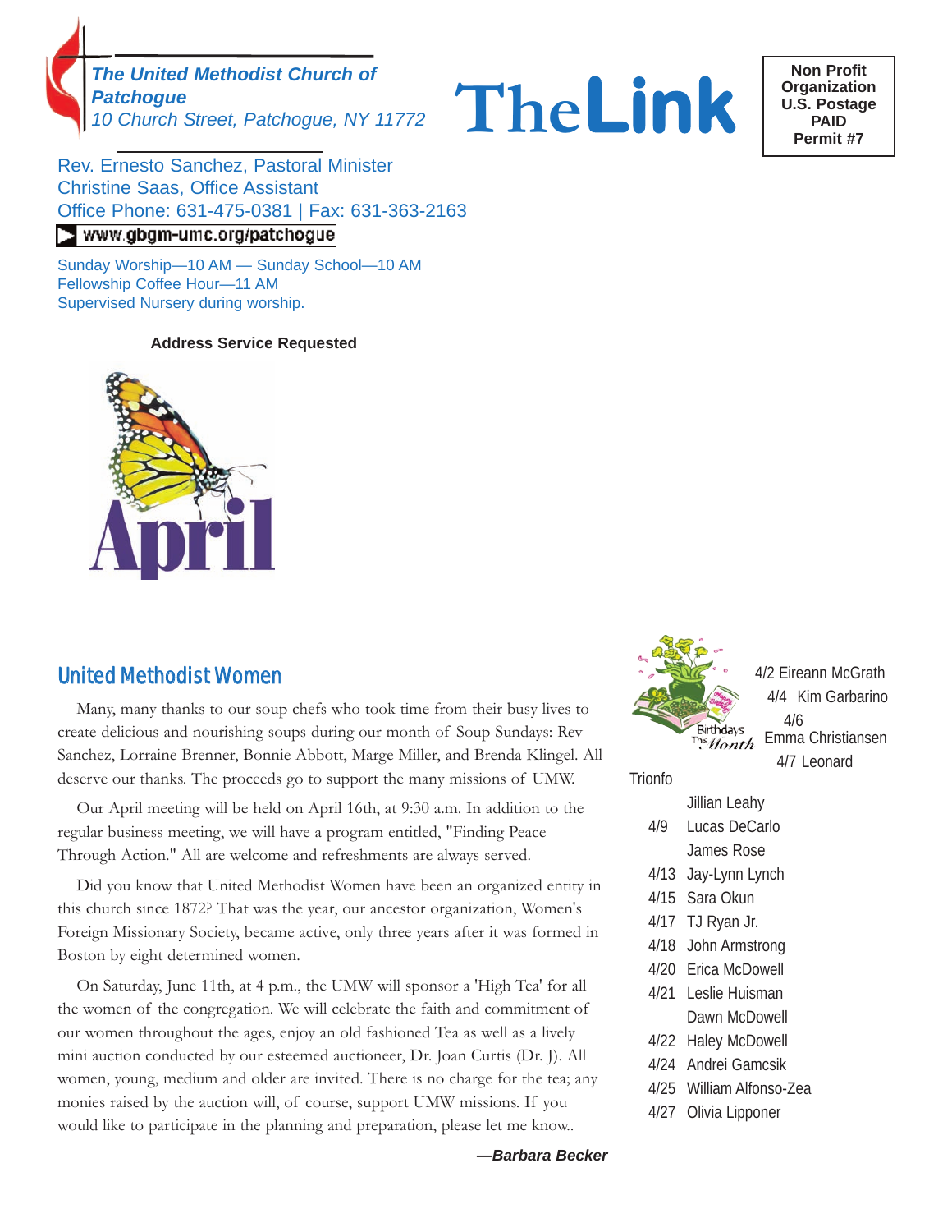The United Methodist Church of Patchogue
10 Church Street, Patchogue, NY 11772

# TheLink

Non Profit Organization
U.S. Postage
PAID
Permit #7

Rev. Ernesto Sanchez, Pastoral Minister
Christine Saas, Office Assistant
Office Phone: 631-475-0381 | Fax: 631-363-2163
www.gbgm-umc.org/patchogue

Sunday Worship—10 AM — Sunday School—10 AM
Fellowship Coffee Hour—11 AM
Supervised Nursery during worship.

**Address Service Requested**

April

## United Methodist Women

Many, many thanks to our soup chefs who took time from their busy lives to create delicious and nourishing soups during our month of Soup Sundays: Rev Sanchez, Lorraine Brenner, Bonnie Abbott, Marge Miller, and Brenda Klingel. All deserve our thanks. The proceeds go to support the many missions of UMW.

Our April meeting will be held on April 16th, at 9:30 a.m. In addition to the regular business meeting, we will have a program entitled, "Finding Peace Through Action." All are welcome and refreshments are always served.

Did you know that United Methodist Women have been an organized entity in this church since 1872? That was the year, our ancestor organization, Women's Foreign Missionary Society, became active, only three years after it was formed in Boston by eight determined women.

On Saturday, June 11th, at 4 p.m., the UMW will sponsor a 'High Tea' for all the women of the congregation. We will celebrate the faith and commitment of our women throughout the ages, enjoy an old fashioned Tea as well as a lively mini auction conducted by our esteemed auctioneer, Dr. Joan Curtis (Dr. J). All women, young, medium and older are invited. There is no charge for the tea; any monies raised by the auction will, of course, support UMW missions. If you would like to participate in the planning and preparation, please let me know..

***—Barbara Becker***

### Birthdays This Month

4/2 Eireann McGrath
4/4 Kim Garbarino
4/6 Emma Christiansen
4/7 Leonard Trionfo
Jillian Leahy
4/9 Lucas DeCarlo
James Rose
4/13 Jay-Lynn Lynch
4/15 Sara Okun
4/17 TJ Ryan Jr.
4/18 John Armstrong
4/20 Erica McDowell
4/21 Leslie Huisman
Dawn McDowell
4/22 Haley McDowell
4/24 Andrei Gamcsik
4/25 William Alfonso-Zea
4/27 Olivia Lipponer